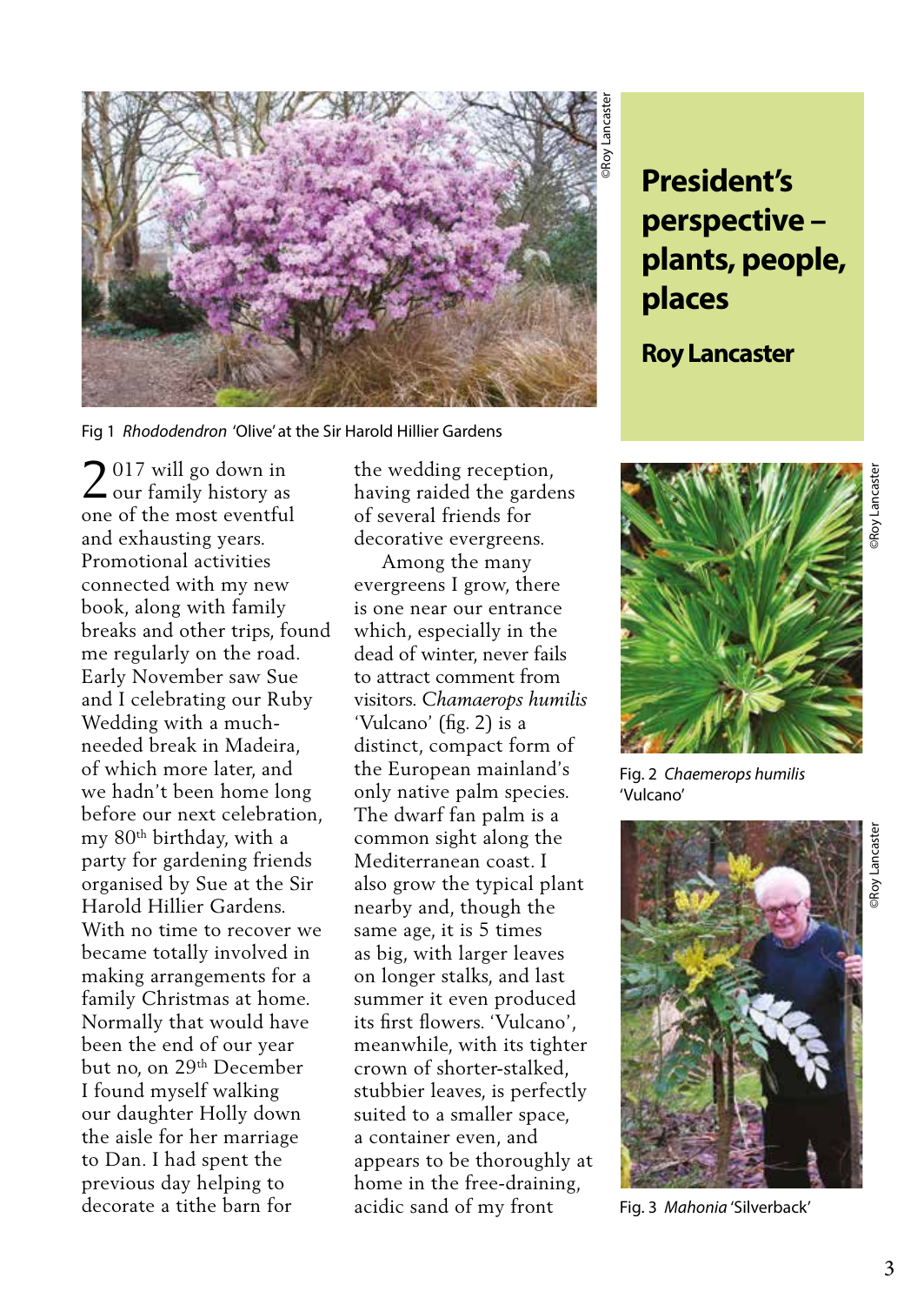# President's perspective – plants, people, places

## Roy Lancaster

Fig 1 *Rhododendron* 'Olive' at the Sir Harold Hillier Gardens

2017 will go down in our family history as one of the most eventful and exhausting years. Promotional activities connected with my new book, along with family breaks and other trips, found me regularly on the road. Early November saw Sue and I celebrating our Ruby Wedding with a much-needed break in Madeira, of which more later, and we hadn't been home long before our next celebration, my 80th birthday, with a party for gardening friends organised by Sue at the Sir Harold Hillier Gardens. With no time to recover we became totally involved in making arrangements for a family Christmas at home. Normally that would have been the end of our year but no, on 29th December I found myself walking our daughter Holly down the aisle for her marriage to Dan. I had spent the previous day helping to decorate a tithe barn for the wedding reception, having raided the gardens of several friends for decorative evergreens.

Among the many evergreens I grow, there is one near our entrance which, especially in the dead of winter, never fails to attract comment from visitors. *Chamaerops humilis* 'Vulcano' (fig. 2) is a distinct, compact form of the European mainland's only native palm species. The dwarf fan palm is a common sight along the Mediterranean coast. I also grow the typical plant nearby and, though the same age, it is 5 times as big, with larger leaves on longer stalks, and last summer it even produced its first flowers. 'Vulcano', meanwhile, with its tighter crown of shorter-stalked, stubbier leaves, is perfectly suited to a smaller space, a container even, and appears to be thoroughly at home in the free-draining, acidic sand of my front

Fig. 2 *Chaemerops humilis* 'Vulcano'

Fig. 3 *Mahonia* 'Silverback'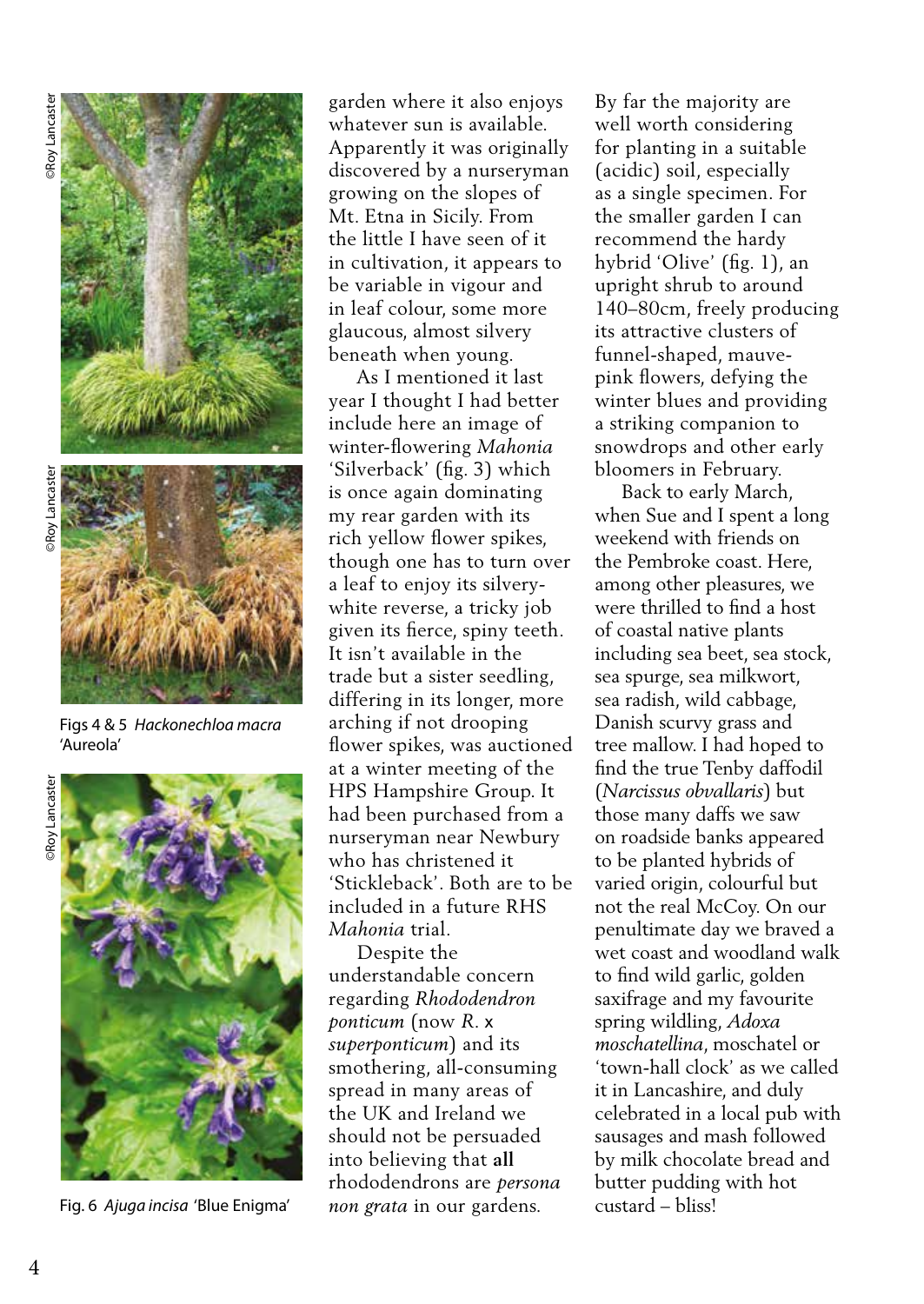Figs 4 & 5 *Hackonechloa macra* 'Aureola'

Fig. 6 *Ajuga incisa* 'Blue Enigma'

garden where it also enjoys whatever sun is available. Apparently it was originally discovered by a nurseryman growing on the slopes of Mt. Etna in Sicily. From the little I have seen of it in cultivation, it appears to be variable in vigour and in leaf colour, some more glaucous, almost silvery beneath when young.

As I mentioned it last year I thought I had better include here an image of winter-flowering *Mahonia* 'Silverback' (fig. 3) which is once again dominating my rear garden with its rich yellow flower spikes, though one has to turn over a leaf to enjoy its silvery-white reverse, a tricky job given its fierce, spiny teeth. It isn't available in the trade but a sister seedling, differing in its longer, more arching if not drooping flower spikes, was auctioned at a winter meeting of the HPS Hampshire Group. It had been purchased from a nurseryman near Newbury who has christened it 'Stickleback'. Both are to be included in a future RHS *Mahonia* trial.

Despite the understandable concern regarding *Rhododendron ponticum* (now *R.* x *superponticum*) and its smothering, all-consuming spread in many areas of the UK and Ireland we should not be persuaded into believing that **all** rhododendrons are *persona non grata* in our gardens. By far the majority are well worth considering for planting in a suitable (acidic) soil, especially as a single specimen. For the smaller garden I can recommend the hardy hybrid 'Olive' (fig. 1), an upright shrub to around 140–80cm, freely producing its attractive clusters of funnel-shaped, mauve-pink flowers, defying the winter blues and providing a striking companion to snowdrops and other early bloomers in February.

Back to early March, when Sue and I spent a long weekend with friends on the Pembroke coast. Here, among other pleasures, we were thrilled to find a host of coastal native plants including sea beet, sea stock, sea spurge, sea milkwort, sea radish, wild cabbage, Danish scurvy grass and tree mallow. I had hoped to find the true Tenby daffodil (*Narcissus obvallaris*) but those many daffs we saw on roadside banks appeared to be planted hybrids of varied origin, colourful but not the real McCoy. On our penultimate day we braved a wet coast and woodland walk to find wild garlic, golden saxifrage and my favourite spring wildling, *Adoxa moschatellina*, moschatel or 'town-hall clock' as we called it in Lancashire, and duly celebrated in a local pub with sausages and mash followed by milk chocolate bread and butter pudding with hot custard – bliss!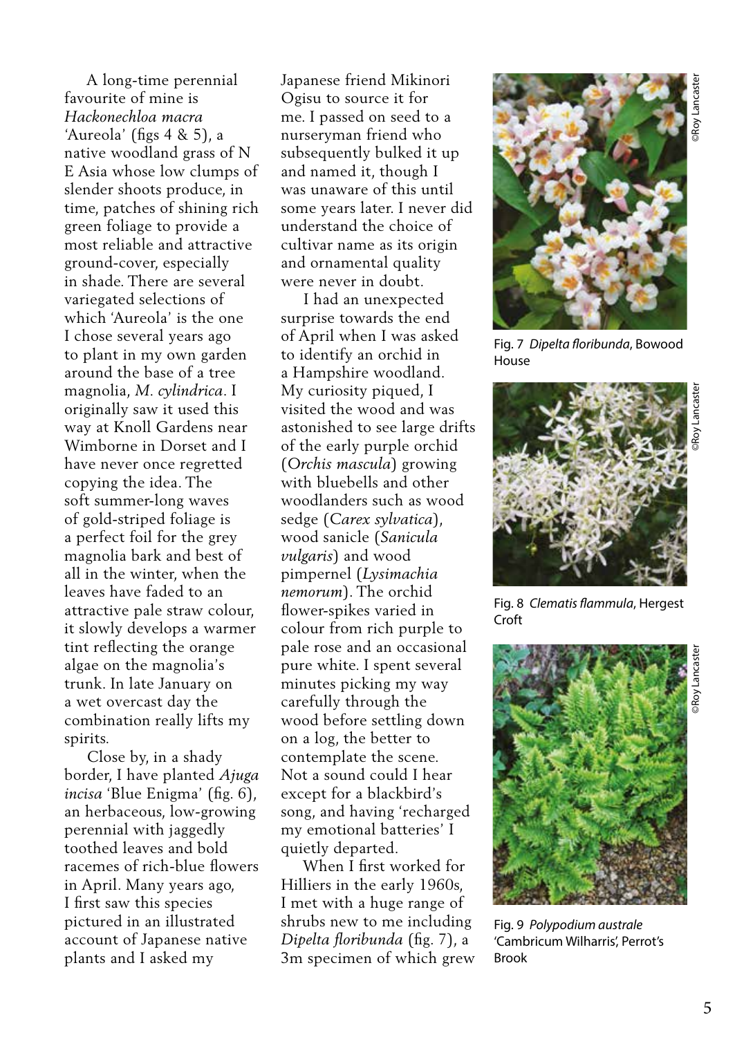A long-time perennial favourite of mine is *Hackonechloa macra* 'Aureola' (figs 4 & 5), a native woodland grass of N E Asia whose low clumps of slender shoots produce, in time, patches of shining rich green foliage to provide a most reliable and attractive ground-cover, especially in shade. There are several variegated selections of which 'Aureola' is the one I chose several years ago to plant in my own garden around the base of a tree magnolia, *M. cylindrica*. I originally saw it used this way at Knoll Gardens near Wimborne in Dorset and I have never once regretted copying the idea. The soft summer-long waves of gold-striped foliage is a perfect foil for the grey magnolia bark and best of all in the winter, when the leaves have faded to an attractive pale straw colour, it slowly develops a warmer tint reflecting the orange algae on the magnolia's trunk. In late January on a wet overcast day the combination really lifts my spirits.

Close by, in a shady border, I have planted *Ajuga incisa* 'Blue Enigma' (fig. 6), an herbaceous, low-growing perennial with jaggedly toothed leaves and bold racemes of rich-blue flowers in April. Many years ago, I first saw this species pictured in an illustrated account of Japanese native plants and I asked my Japanese friend Mikinori Ogisu to source it for me. I passed on seed to a nurseryman friend who subsequently bulked it up and named it, though I was unaware of this until some years later. I never did understand the choice of cultivar name as its origin and ornamental quality were never in doubt.

I had an unexpected surprise towards the end of April when I was asked to identify an orchid in a Hampshire woodland. My curiosity piqued, I visited the wood and was astonished to see large drifts of the early purple orchid (*Orchis mascula*) growing with bluebells and other woodlanders such as wood sedge (*Carex sylvatica*), wood sanicle (*Sanicula vulgaris*) and wood pimpernel (*Lysimachia nemorum*). The orchid flower-spikes varied in colour from rich purple to pale rose and an occasional pure white. I spent several minutes picking my way carefully through the wood before settling down on a log, the better to contemplate the scene. Not a sound could I hear except for a blackbird's song, and having 'recharged my emotional batteries' I quietly departed.

When I first worked for Hilliers in the early 1960s, I met with a huge range of shrubs new to me including *Dipelta floribunda* (fig. 7), a 3m specimen of which grew

Fig. 7 *Dipelta floribunda*, Bowood House

Fig. 8 *Clematis flammula*, Hergest Croft

Fig. 9 *Polypodium australe* 'Cambricum Wilharris', Perrot's Brook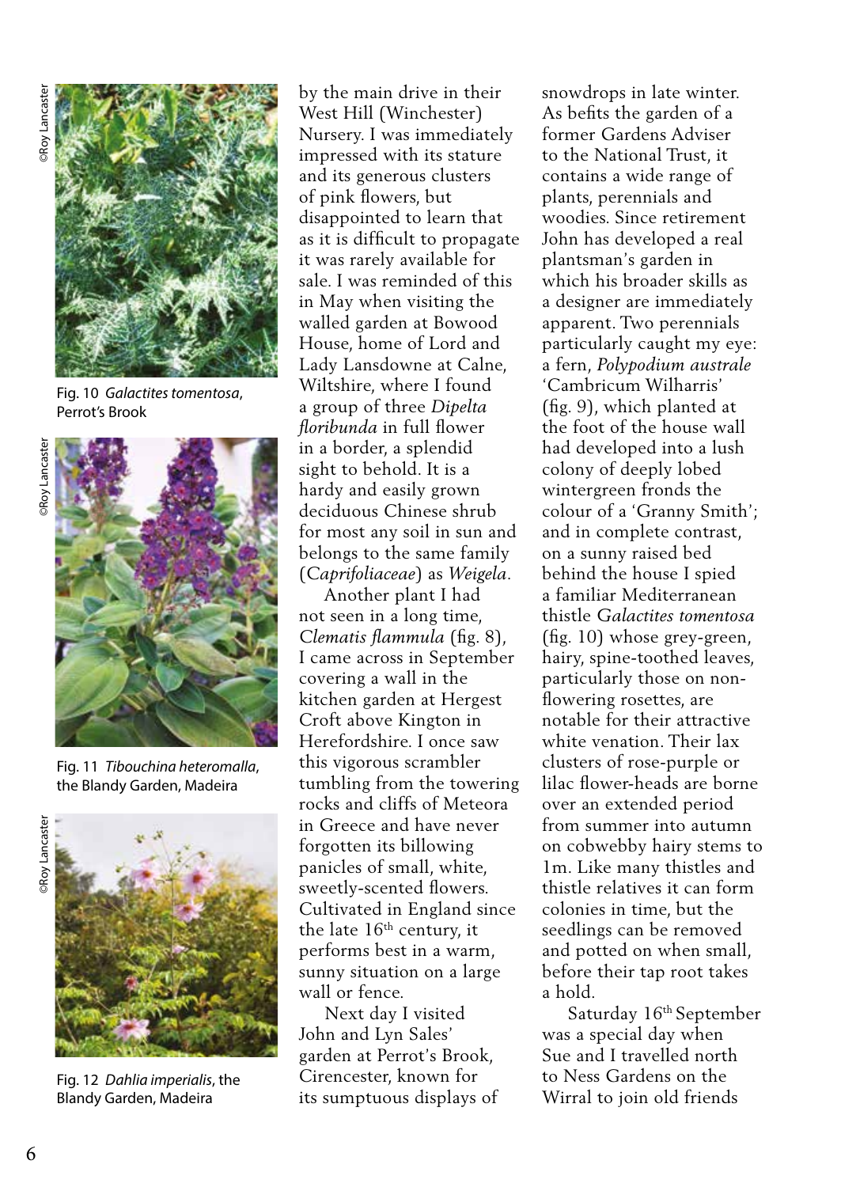Fig. 10 *Galactites tomentosa*, Perrot's Brook

Fig. 11 *Tibouchina heteromalla*, the Blandy Garden, Madeira

Fig. 12 *Dahlia imperialis*, the Blandy Garden, Madeira

by the main drive in their West Hill (Winchester) Nursery. I was immediately impressed with its stature and its generous clusters of pink flowers, but disappointed to learn that as it is difficult to propagate it was rarely available for sale. I was reminded of this in May when visiting the walled garden at Bowood House, home of Lord and Lady Lansdowne at Calne, Wiltshire, where I found a group of three *Dipelta floribunda* in full flower in a border, a splendid sight to behold. It is a hardy and easily grown deciduous Chinese shrub for most any soil in sun and belongs to the same family (*Caprifoliaceae*) as *Weigela*.

Another plant I had not seen in a long time, *Clematis flammula* (fig. 8), I came across in September covering a wall in the kitchen garden at Hergest Croft above Kington in Herefordshire. I once saw this vigorous scrambler tumbling from the towering rocks and cliffs of Meteora in Greece and have never forgotten its billowing panicles of small, white, sweetly-scented flowers. Cultivated in England since the late 16th century, it performs best in a warm, sunny situation on a large wall or fence.

Next day I visited John and Lyn Sales' garden at Perrot's Brook, Cirencester, known for its sumptuous displays of snowdrops in late winter. As befits the garden of a former Gardens Adviser to the National Trust, it contains a wide range of plants, perennials and woodies. Since retirement John has developed a real plantsman's garden in which his broader skills as a designer are immediately apparent. Two perennials particularly caught my eye: a fern, *Polypodium australe* 'Cambricum Wilharris' (fig. 9), which planted at the foot of the house wall had developed into a lush colony of deeply lobed wintergreen fronds the colour of a 'Granny Smith'; and in complete contrast, on a sunny raised bed behind the house I spied a familiar Mediterranean thistle *Galactites tomentosa* (fig. 10) whose grey-green, hairy, spine-toothed leaves, particularly those on non-flowering rosettes, are notable for their attractive white venation. Their lax clusters of rose-purple or lilac flower-heads are borne over an extended period from summer into autumn on cobwebby hairy stems to 1m. Like many thistles and thistle relatives it can form colonies in time, but the seedlings can be removed and potted on when small, before their tap root takes a hold.

Saturday 16th September was a special day when Sue and I travelled north to Ness Gardens on the Wirral to join old friends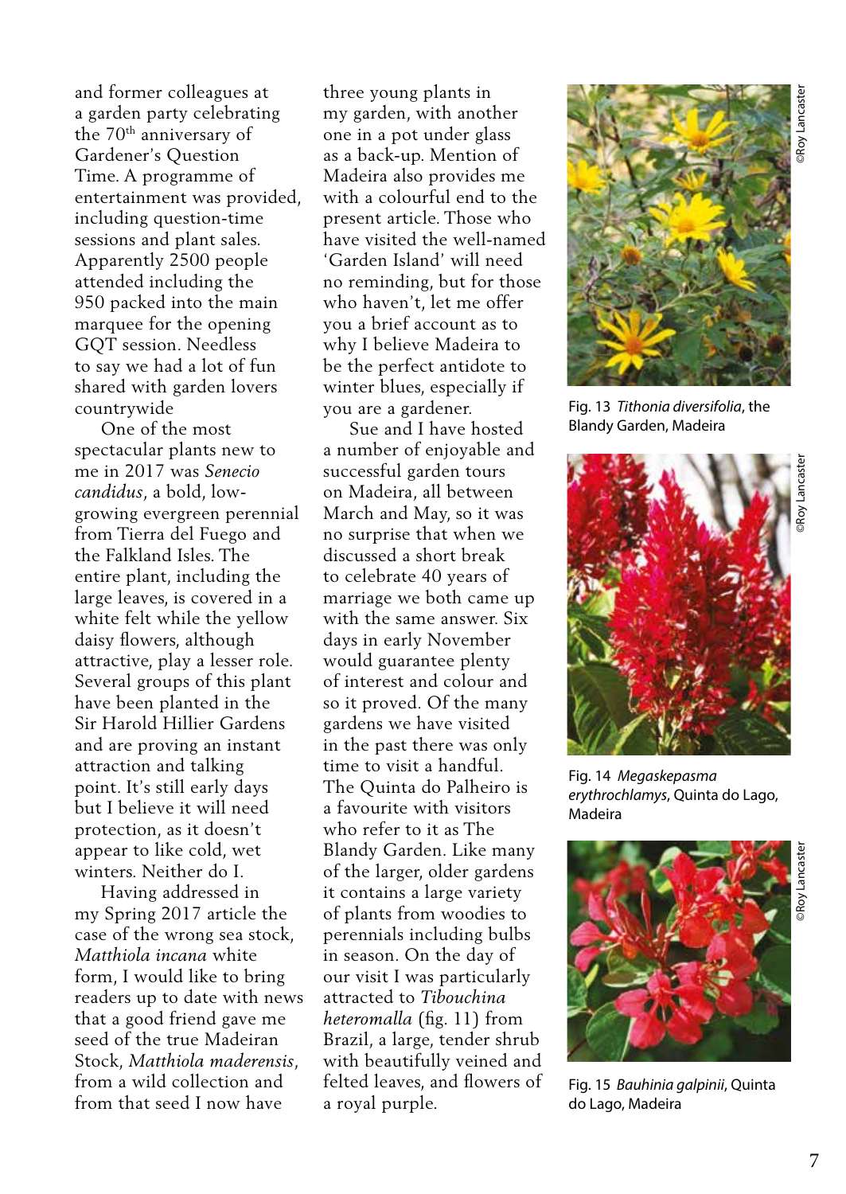and former colleagues at a garden party celebrating the 70th anniversary of Gardener's Question Time. A programme of entertainment was provided, including question-time sessions and plant sales. Apparently 2500 people attended including the 950 packed into the main marquee for the opening GQT session. Needless to say we had a lot of fun shared with garden lovers countrywide

One of the most spectacular plants new to me in 2017 was *Senecio candidus*, a bold, low-growing evergreen perennial from Tierra del Fuego and the Falkland Isles. The entire plant, including the large leaves, is covered in a white felt while the yellow daisy flowers, although attractive, play a lesser role. Several groups of this plant have been planted in the Sir Harold Hillier Gardens and are proving an instant attraction and talking point. It's still early days but I believe it will need protection, as it doesn't appear to like cold, wet winters. Neither do I.

Having addressed in my Spring 2017 article the case of the wrong sea stock, *Matthiola incana* white form, I would like to bring readers up to date with news that a good friend gave me seed of the true Madeiran Stock, *Matthiola maderensis*, from a wild collection and from that seed I now have three young plants in my garden, with another one in a pot under glass as a back-up. Mention of Madeira also provides me with a colourful end to the present article. Those who have visited the well-named 'Garden Island' will need no reminding, but for those who haven't, let me offer you a brief account as to why I believe Madeira to be the perfect antidote to winter blues, especially if you are a gardener.

Sue and I have hosted a number of enjoyable and successful garden tours on Madeira, all between March and May, so it was no surprise that when we discussed a short break to celebrate 40 years of marriage we both came up with the same answer. Six days in early November would guarantee plenty of interest and colour and so it proved. Of the many gardens we have visited in the past there was only time to visit a handful. The Quinta do Palheiro is a favourite with visitors who refer to it as The Blandy Garden. Like many of the larger, older gardens it contains a large variety of plants from woodies to perennials including bulbs in season. On the day of our visit I was particularly attracted to *Tibouchina heteromalla* (fig. 11) from Brazil, a large, tender shrub with beautifully veined and felted leaves, and flowers of a royal purple.

©Roy Lancaster

Fig. 13 *Tithonia diversifolia*, the Blandy Garden, Madeira

©Roy Lancaster

Fig. 14 *Megaskepasma erythrochlamys*, Quinta do Lago, Madeira

©Roy Lancaster

Fig. 15 *Bauhinia galpinii*, Quinta do Lago, Madeira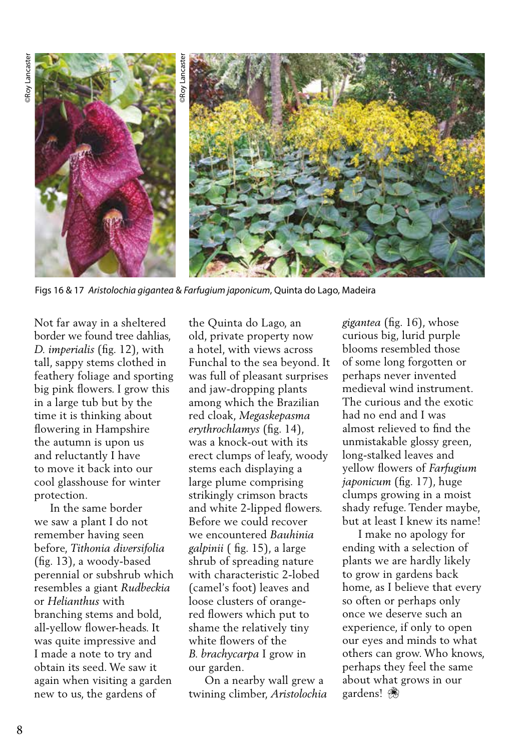Figs 16 & 17 *Aristolochia gigantea* & *Farfugium japonicum*, Quinta do Lago, Madeira

Not far away in a sheltered border we found tree dahlias, *D. imperialis* (fig. 12), with tall, sappy stems clothed in feathery foliage and sporting big pink flowers. I grow this in a large tub but by the time it is thinking about flowering in Hampshire the autumn is upon us and reluctantly I have to move it back into our cool glasshouse for winter protection.

In the same border we saw a plant I do not remember having seen before, *Tithonia diversifolia* (fig. 13), a woody-based perennial or subshrub which resembles a giant *Rudbeckia* or *Helianthus* with branching stems and bold, all-yellow flower-heads. It was quite impressive and I made a note to try and obtain its seed. We saw it again when visiting a garden new to us, the gardens of the Quinta do Lago, an old, private property now a hotel, with views across Funchal to the sea beyond. It was full of pleasant surprises and jaw-dropping plants among which the Brazilian red cloak, *Megaskepasma erythrochlamys* (fig. 14), was a knock-out with its erect clumps of leafy, woody stems each displaying a large plume comprising strikingly crimson bracts and white 2-lipped flowers. Before we could recover we encountered *Bauhinia galpinii* ( fig. 15), a large shrub of spreading nature with characteristic 2-lobed (camel's foot) leaves and loose clusters of orange-red flowers which put to shame the relatively tiny white flowers of the *B. brachycarpa* I grow in our garden.

On a nearby wall grew a twining climber, *Aristolochia gigantea* (fig. 16), whose curious big, lurid purple blooms resembled those of some long forgotten or perhaps never invented medieval wind instrument. The curious and the exotic had no end and I was almost relieved to find the unmistakable glossy green, long-stalked leaves and yellow flowers of *Farfugium japonicum* (fig. 17), huge clumps growing in a moist shady refuge. Tender maybe, but at least I knew its name!

I make no apology for ending with a selection of plants we are hardly likely to grow in gardens back home, as I believe that every so often or perhaps only once we deserve such an experience, if only to open our eyes and minds to what others can grow. Who knows, perhaps they feel the same about what grows in our gardens!